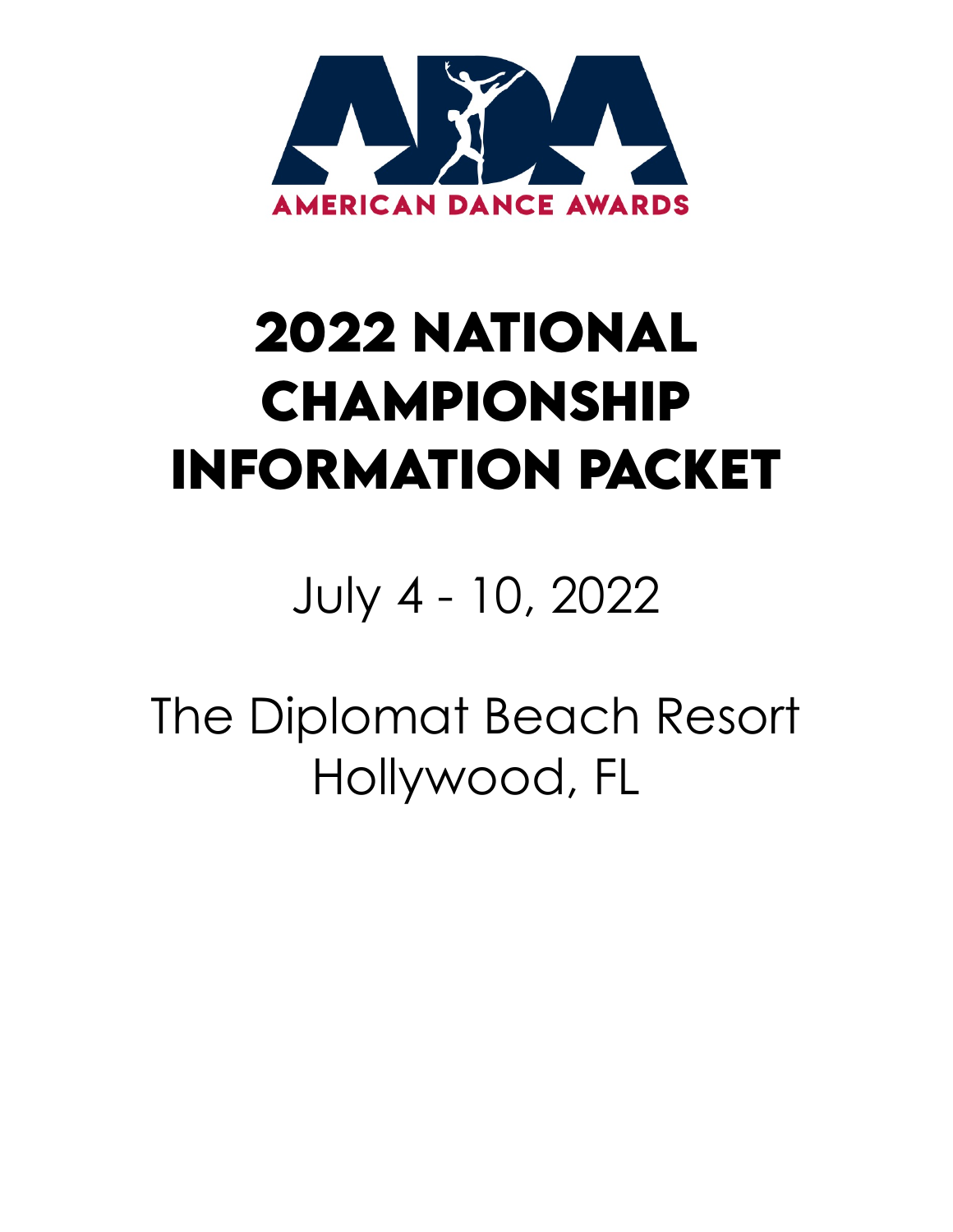AMERICAN DANCE AWARDS

# 2022 NATIONAL CHAMPIONSHIP INFORMATION PACKET

July 4 - 10, 2022

The Diplomat Beach Resort
Hollywood, FL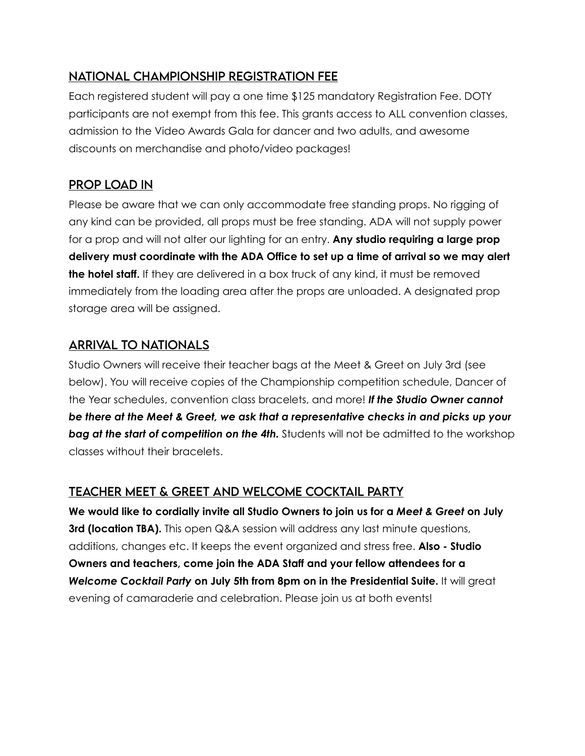## NATIONAL CHAMPIONSHIP REGISTRATION FEE

Each registered student will pay a one time $125 mandatory Registration Fee. DOTY participants are not exempt from this fee. This grants access to ALL convention classes, admission to the Video Awards Gala for dancer and two adults, and awesome discounts on merchandise and photo/video packages!

## PROP LOAD IN

Please be aware that we can only accommodate free standing props. No rigging of any kind can be provided, all props must be free standing. ADA will not supply power for a prop and will not alter our lighting for an entry. **Any studio requiring a large prop delivery must coordinate with the ADA Office to set up a time of arrival so we may alert the hotel staff.** If they are delivered in a box truck of any kind, it must be removed immediately from the loading area after the props are unloaded. A designated prop storage area will be assigned.

## ARRIVAL TO NATIONALS

Studio Owners will receive their teacher bags at the Meet & Greet on July 3rd (see below). You will receive copies of the Championship competition schedule, Dancer of the Year schedules, convention class bracelets, and more! ***If the Studio Owner cannot be there at the Meet & Greet, we ask that a representative checks in and picks up your bag at the start of competition on the 4th.*** Students will not be admitted to the workshop classes without their bracelets.

## TEACHER MEET & GREET AND WELCOME COCKTAIL PARTY

**We would like to cordially invite all Studio Owners to join us for a *Meet & Greet* on July 3rd (location TBA).** This open Q&A session will address any last minute questions, additions, changes etc. It keeps the event organized and stress free. **Also - Studio Owners and teachers, come join the ADA Staff and your fellow attendees for a *Welcome Cocktail Party* on July 5th from 8pm on in the Presidential Suite.** It will great evening of camaraderie and celebration. Please join us at both events!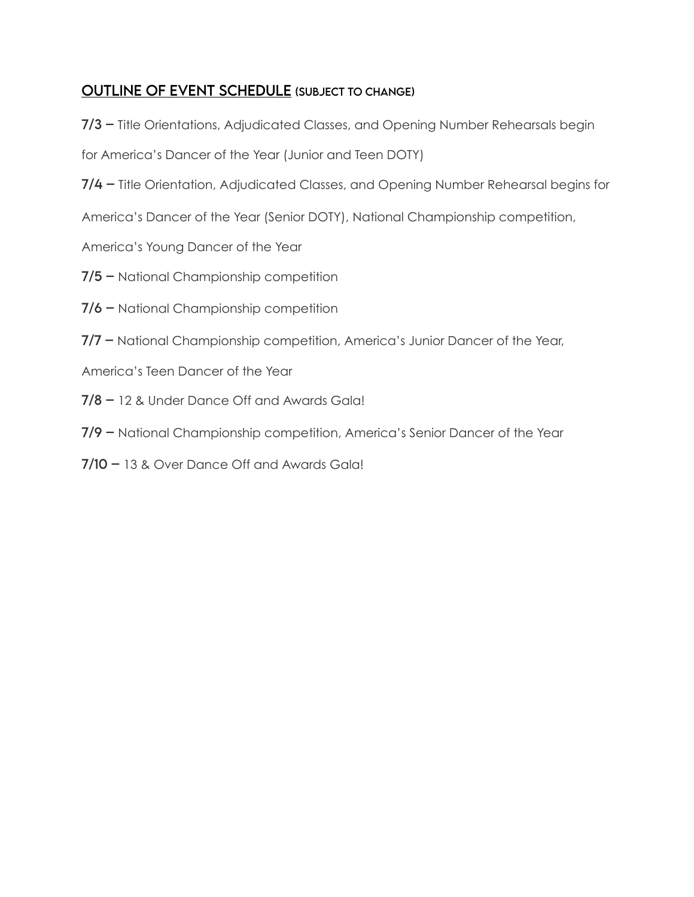## OUTLINE OF EVENT SCHEDULE (SUBJECT TO CHANGE)

**7/3 –** Title Orientations, Adjudicated Classes, and Opening Number Rehearsals begin for America's Dancer of the Year (Junior and Teen DOTY)

**7/4 –** Title Orientation, Adjudicated Classes, and Opening Number Rehearsal begins for America's Dancer of the Year (Senior DOTY), National Championship competition, America's Young Dancer of the Year

**7/5 –** National Championship competition

**7/6 –** National Championship competition

**7/7 –** National Championship competition, America's Junior Dancer of the Year, America's Teen Dancer of the Year

**7/8 –** 12 & Under Dance Off and Awards Gala!

**7/9 –** National Championship competition, America's Senior Dancer of the Year

**7/10 –** 13 & Over Dance Off and Awards Gala!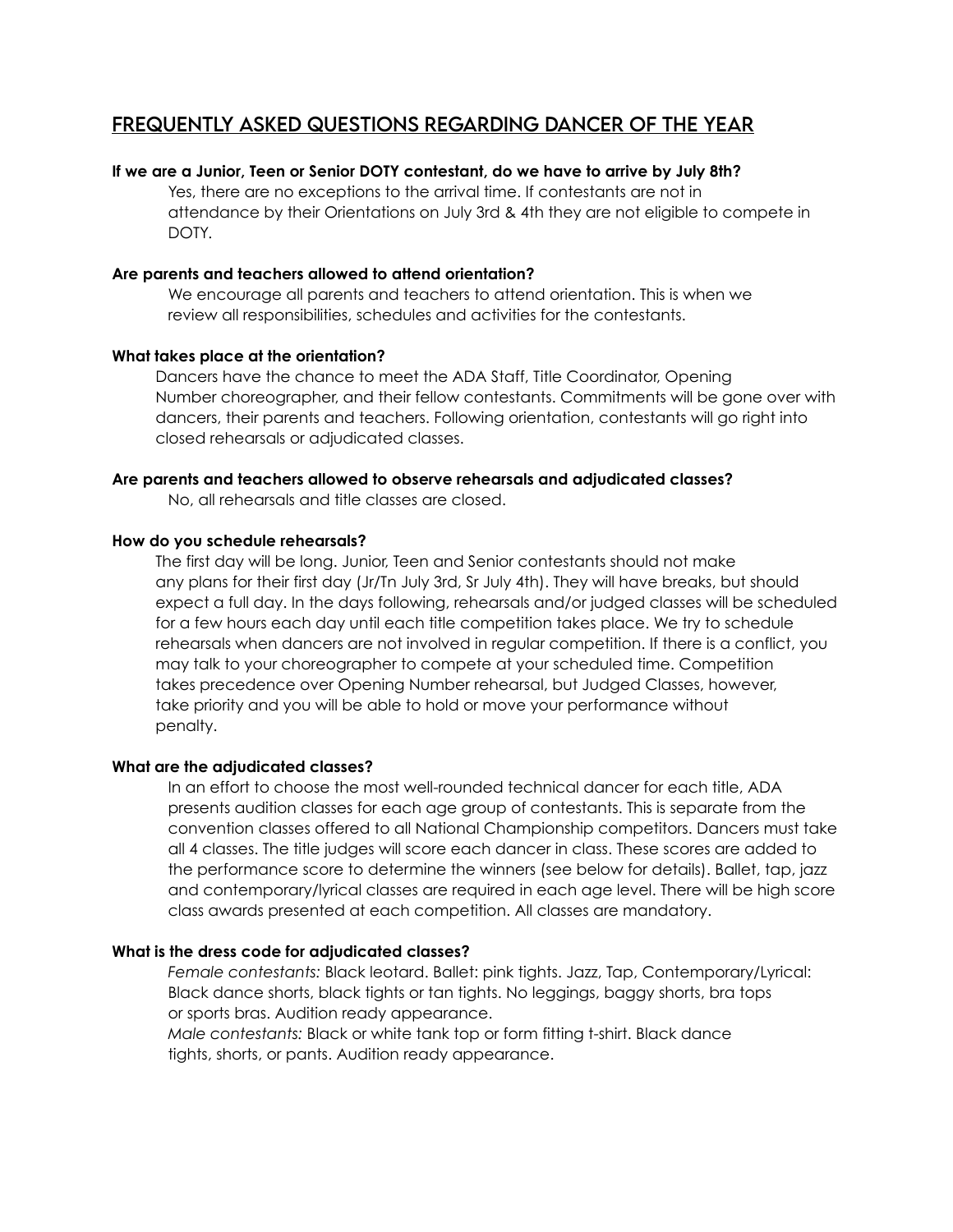## FREQUENTLY ASKED QUESTIONS REGARDING DANCER OF THE YEAR

**If we are a Junior, Teen or Senior DOTY contestant, do we have to arrive by July 8th?**

Yes, there are no exceptions to the arrival time. If contestants are not in attendance by their Orientations on July 3rd & 4th they are not eligible to compete in DOTY.

**Are parents and teachers allowed to attend orientation?**

We encourage all parents and teachers to attend orientation. This is when we review all responsibilities, schedules and activities for the contestants.

**What takes place at the orientation?**

Dancers have the chance to meet the ADA Staff, Title Coordinator, Opening Number choreographer, and their fellow contestants. Commitments will be gone over with dancers, their parents and teachers. Following orientation, contestants will go right into closed rehearsals or adjudicated classes.

**Are parents and teachers allowed to observe rehearsals and adjudicated classes?**

No, all rehearsals and title classes are closed.

**How do you schedule rehearsals?**

The first day will be long. Junior, Teen and Senior contestants should not make any plans for their first day (Jr/Tn July 3rd, Sr July 4th). They will have breaks, but should expect a full day. In the days following, rehearsals and/or judged classes will be scheduled for a few hours each day until each title competition takes place. We try to schedule rehearsals when dancers are not involved in regular competition. If there is a conflict, you may talk to your choreographer to compete at your scheduled time. Competition takes precedence over Opening Number rehearsal, but Judged Classes, however, take priority and you will be able to hold or move your performance without penalty.

**What are the adjudicated classes?**

In an effort to choose the most well-rounded technical dancer for each title, ADA presents audition classes for each age group of contestants. This is separate from the convention classes offered to all National Championship competitors. Dancers must take all 4 classes. The title judges will score each dancer in class. These scores are added to the performance score to determine the winners (see below for details). Ballet, tap, jazz and contemporary/lyrical classes are required in each age level. There will be high score class awards presented at each competition. All classes are mandatory.

**What is the dress code for adjudicated classes?**

*Female contestants:* Black leotard. Ballet: pink tights. Jazz, Tap, Contemporary/Lyrical: Black dance shorts, black tights or tan tights. No leggings, baggy shorts, bra tops or sports bras. Audition ready appearance.

*Male contestants:* Black or white tank top or form fitting t-shirt. Black dance tights, shorts, or pants. Audition ready appearance.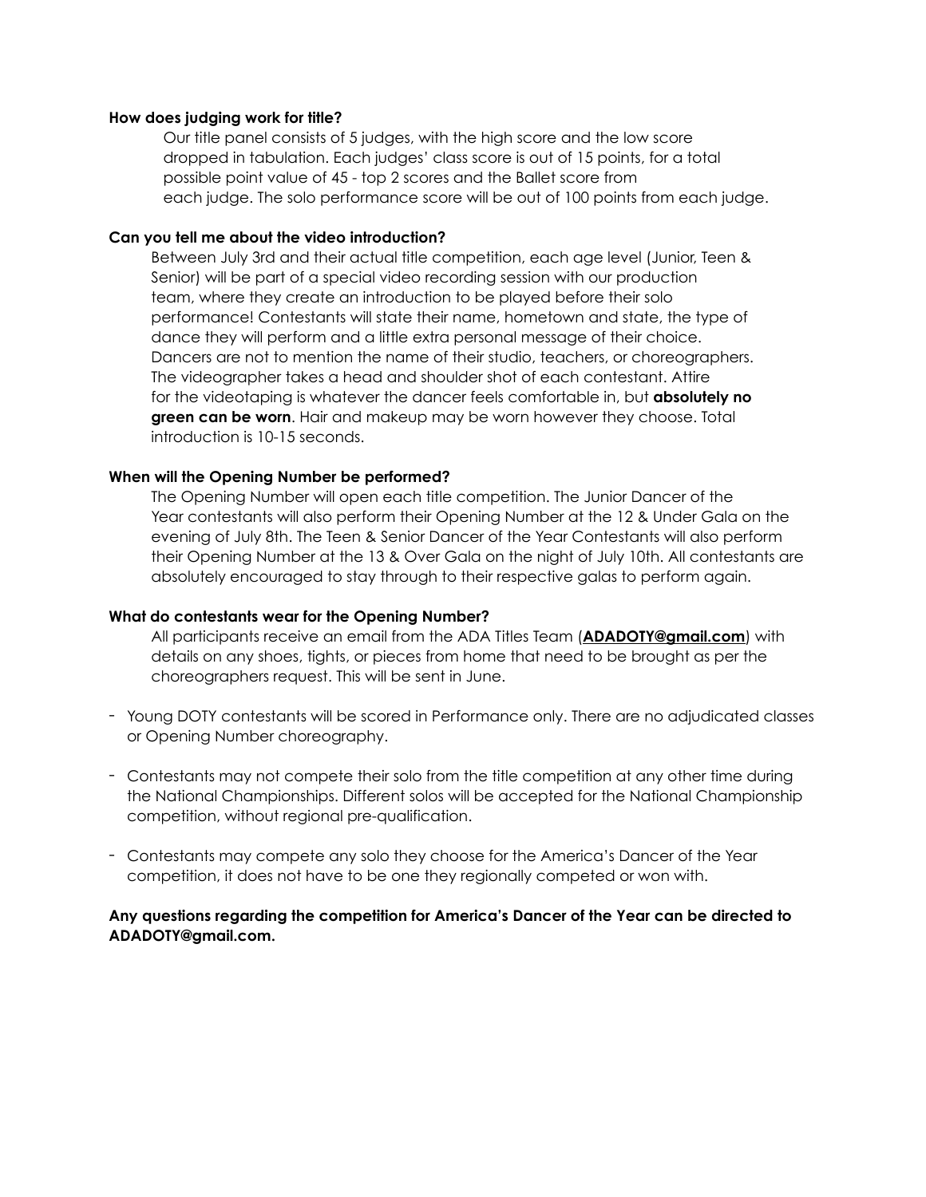**How does judging work for title?**

Our title panel consists of 5 judges, with the high score and the low score dropped in tabulation. Each judges' class score is out of 15 points, for a total possible point value of 45 - top 2 scores and the Ballet score from each judge. The solo performance score will be out of 100 points from each judge.

**Can you tell me about the video introduction?**

Between July 3rd and their actual title competition, each age level (Junior, Teen & Senior) will be part of a special video recording session with our production team, where they create an introduction to be played before their solo performance! Contestants will state their name, hometown and state, the type of dance they will perform and a little extra personal message of their choice. Dancers are not to mention the name of their studio, teachers, or choreographers. The videographer takes a head and shoulder shot of each contestant. Attire for the videotaping is whatever the dancer feels comfortable in, but **absolutely no green can be worn**. Hair and makeup may be worn however they choose. Total introduction is 10-15 seconds.

**When will the Opening Number be performed?**

The Opening Number will open each title competition. The Junior Dancer of the Year contestants will also perform their Opening Number at the 12 & Under Gala on the evening of July 8th. The Teen & Senior Dancer of the Year Contestants will also perform their Opening Number at the 13 & Over Gala on the night of July 10th. All contestants are absolutely encouraged to stay through to their respective galas to perform again.

**What do contestants wear for the Opening Number?**

All participants receive an email from the ADA Titles Team (**ADADOTY@gmail.com**) with details on any shoes, tights, or pieces from home that need to be brought as per the choreographers request. This will be sent in June.

- Young DOTY contestants will be scored in Performance only. There are no adjudicated classes or Opening Number choreography.
- Contestants may not compete their solo from the title competition at any other time during the National Championships. Different solos will be accepted for the National Championship competition, without regional pre-qualification.
- Contestants may compete any solo they choose for the America's Dancer of the Year competition, it does not have to be one they regionally competed or won with.

**Any questions regarding the competition for America's Dancer of the Year can be directed to ADADOTY@gmail.com.**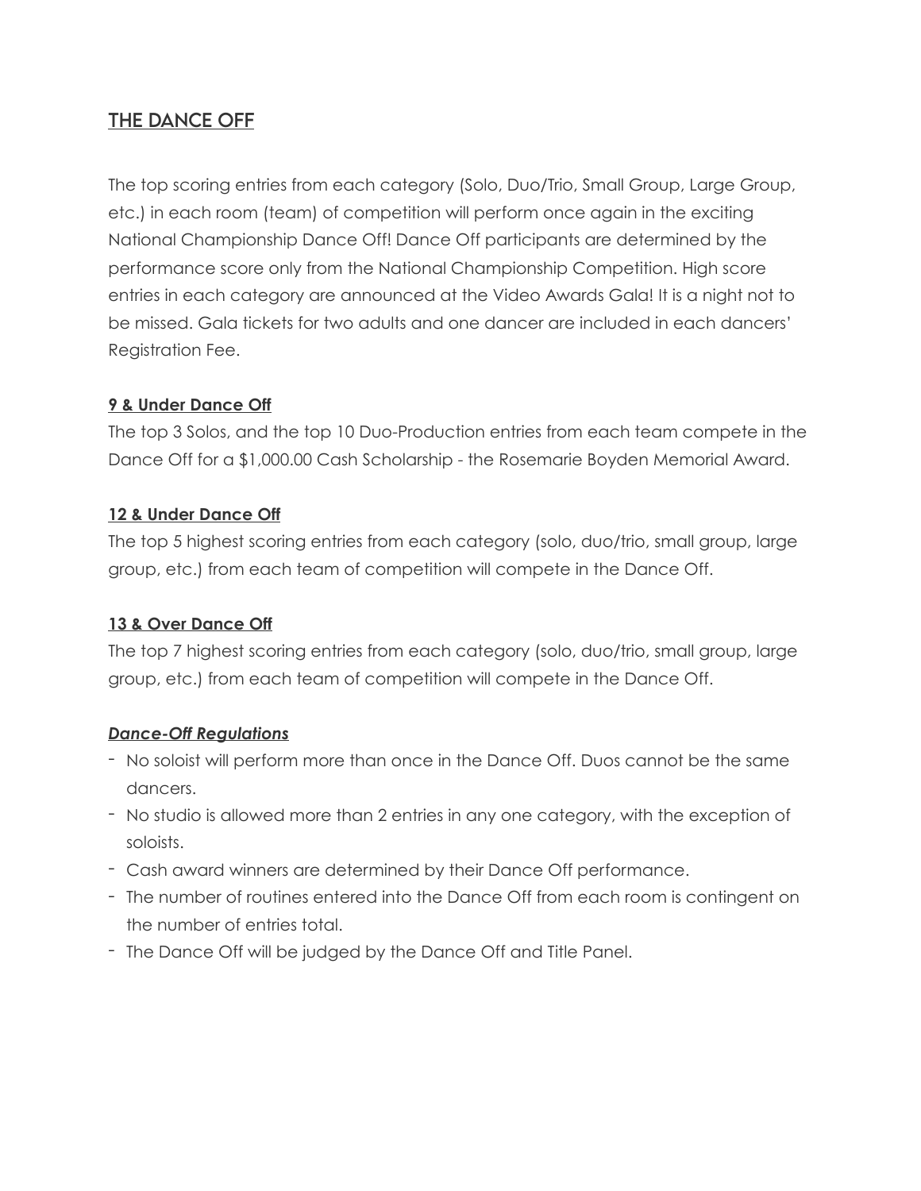## THE DANCE OFF

The top scoring entries from each category (Solo, Duo/Trio, Small Group, Large Group, etc.) in each room (team) of competition will perform once again in the exciting National Championship Dance Off! Dance Off participants are determined by the performance score only from the National Championship Competition. High score entries in each category are announced at the Video Awards Gala! It is a night not to be missed. Gala tickets for two adults and one dancer are included in each dancers' Registration Fee.

**9 & Under Dance Off**

The top 3 Solos, and the top 10 Duo-Production entries from each team compete in the Dance Off for a $1,000.00 Cash Scholarship - the Rosemarie Boyden Memorial Award.

**12 & Under Dance Off**

The top 5 highest scoring entries from each category (solo, duo/trio, small group, large group, etc.) from each team of competition will compete in the Dance Off.

**13 & Over Dance Off**

The top 7 highest scoring entries from each category (solo, duo/trio, small group, large group, etc.) from each team of competition will compete in the Dance Off.

***Dance-Off Regulations***

- No soloist will perform more than once in the Dance Off. Duos cannot be the same dancers.
- No studio is allowed more than 2 entries in any one category, with the exception of soloists.
- Cash award winners are determined by their Dance Off performance.
- The number of routines entered into the Dance Off from each room is contingent on the number of entries total.
- The Dance Off will be judged by the Dance Off and Title Panel.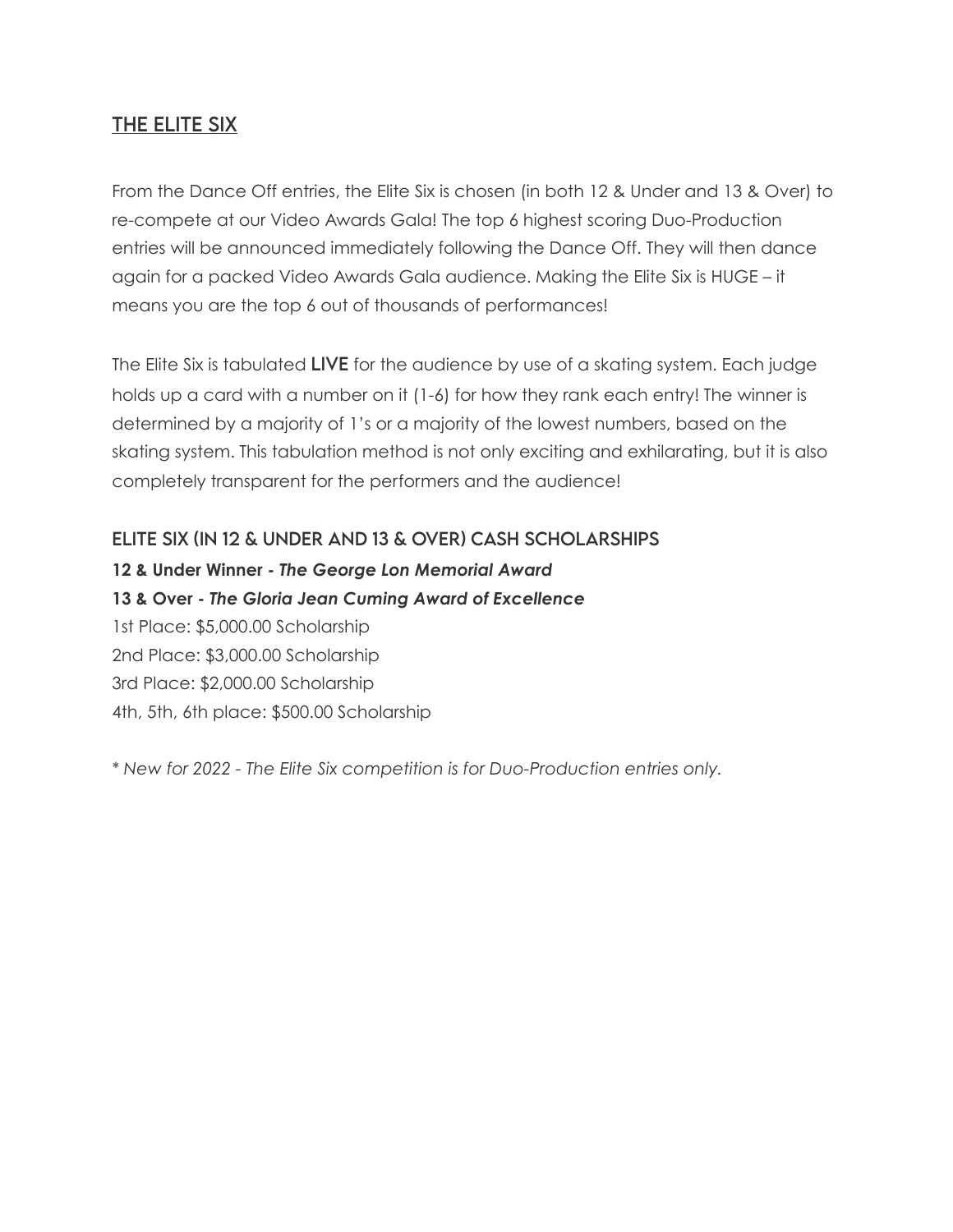## THE ELITE SIX

From the Dance Off entries, the Elite Six is chosen (in both 12 & Under and 13 & Over) to re-compete at our Video Awards Gala! The top 6 highest scoring Duo-Production entries will be announced immediately following the Dance Off. They will then dance again for a packed Video Awards Gala audience. Making the Elite Six is HUGE – it means you are the top 6 out of thousands of performances!

The Elite Six is tabulated **LIVE** for the audience by use of a skating system. Each judge holds up a card with a number on it (1-6) for how they rank each entry! The winner is determined by a majority of 1's or a majority of the lowest numbers, based on the skating system. This tabulation method is not only exciting and exhilarating, but it is also completely transparent for the performers and the audience!

### ELITE SIX (IN 12 & UNDER AND 13 & OVER) CASH SCHOLARSHIPS

**12 & Under Winner - *The George Lon Memorial Award***
**13 & Over - *The Gloria Jean Cuming Award of Excellence***
1st Place: $5,000.00 Scholarship
2nd Place: $3,000.00 Scholarship
3rd Place: $2,000.00 Scholarship
4th, 5th, 6th place: $500.00 Scholarship

*\* New for 2022 - The Elite Six competition is for Duo-Production entries only.*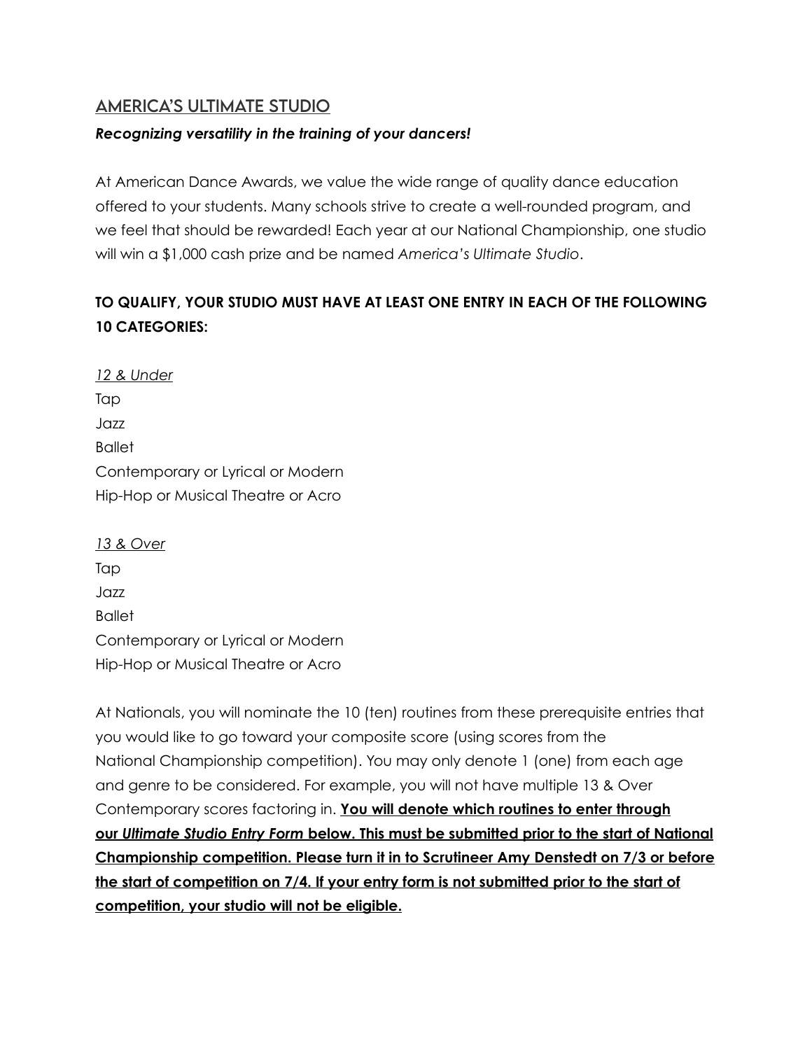## AMERICA'S ULTIMATE STUDIO

***Recognizing versatility in the training of your dancers!***

At American Dance Awards, we value the wide range of quality dance education offered to your students. Many schools strive to create a well-rounded program, and we feel that should be rewarded! Each year at our National Championship, one studio will win a $1,000 cash prize and be named *America's Ultimate Studio*.

**TO QUALIFY, YOUR STUDIO MUST HAVE AT LEAST ONE ENTRY IN EACH OF THE FOLLOWING 10 CATEGORIES:**

*12 & Under*
Tap
Jazz
Ballet
Contemporary or Lyrical or Modern
Hip-Hop or Musical Theatre or Acro

*13 & Over*
Tap
Jazz
Ballet
Contemporary or Lyrical or Modern
Hip-Hop or Musical Theatre or Acro

At Nationals, you will nominate the 10 (ten) routines from these prerequisite entries that you would like to go toward your composite score (using scores from the National Championship competition). You may only denote 1 (one) from each age and genre to be considered. For example, you will not have multiple 13 & Over Contemporary scores factoring in. **You will denote which routines to enter through our *Ultimate Studio Entry Form* below. This must be submitted prior to the start of National Championship competition. Please turn it in to Scrutineer Amy Denstedt on 7/3 or before the start of competition on 7/4. If your entry form is not submitted prior to the start of competition, your studio will not be eligible.**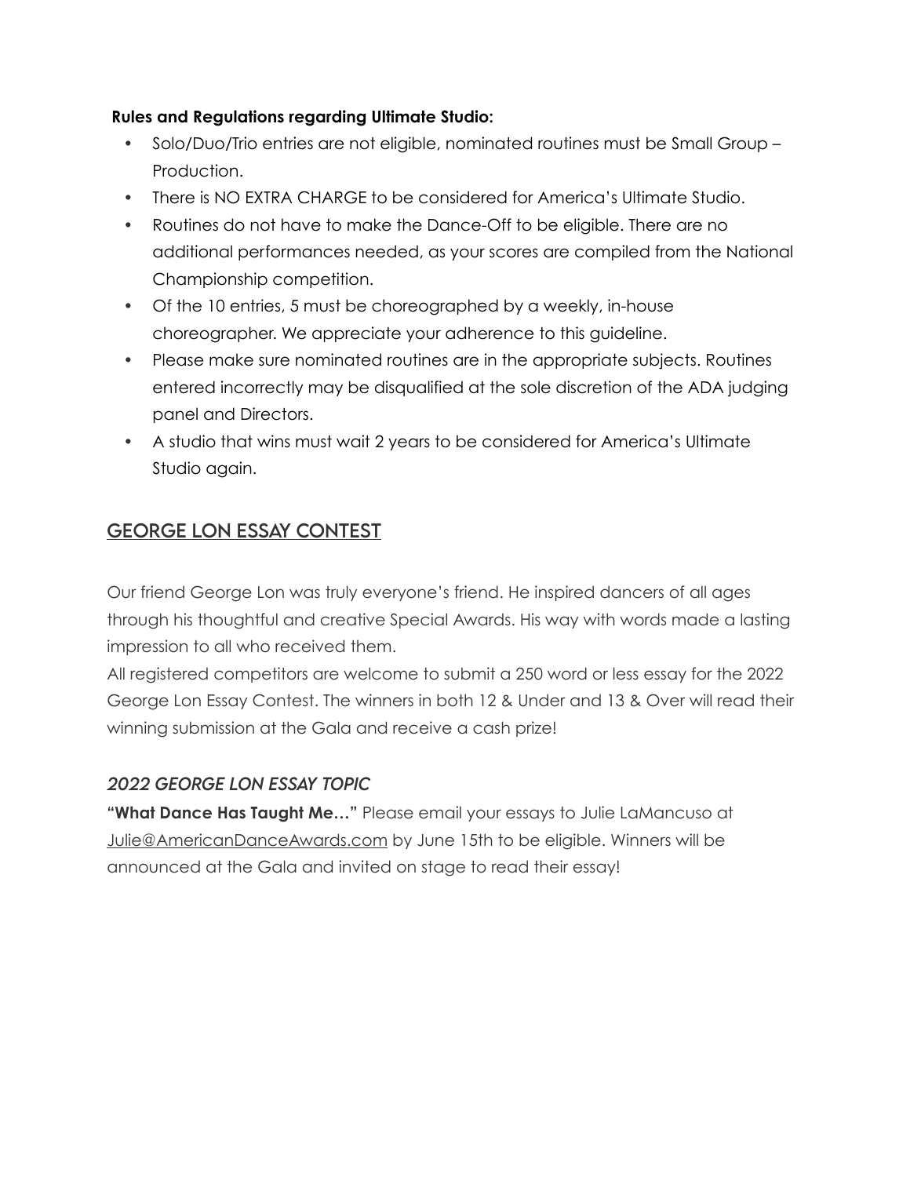**Rules and Regulations regarding Ultimate Studio:**

- Solo/Duo/Trio entries are not eligible, nominated routines must be Small Group – Production.
- There is NO EXTRA CHARGE to be considered for America's Ultimate Studio.
- Routines do not have to make the Dance-Off to be eligible. There are no additional performances needed, as your scores are compiled from the National Championship competition.
- Of the 10 entries, 5 must be choreographed by a weekly, in-house choreographer. We appreciate your adherence to this guideline.
- Please make sure nominated routines are in the appropriate subjects. Routines entered incorrectly may be disqualified at the sole discretion of the ADA judging panel and Directors.
- A studio that wins must wait 2 years to be considered for America's Ultimate Studio again.

## GEORGE LON ESSAY CONTEST

Our friend George Lon was truly everyone's friend. He inspired dancers of all ages through his thoughtful and creative Special Awards. His way with words made a lasting impression to all who received them.

All registered competitors are welcome to submit a 250 word or less essay for the 2022 George Lon Essay Contest. The winners in both 12 & Under and 13 & Over will read their winning submission at the Gala and receive a cash prize!

### *2022 GEORGE LON ESSAY TOPIC*

**"What Dance Has Taught Me…"** Please email your essays to Julie LaMancuso at Julie@AmericanDanceAwards.com by June 15th to be eligible. Winners will be announced at the Gala and invited on stage to read their essay!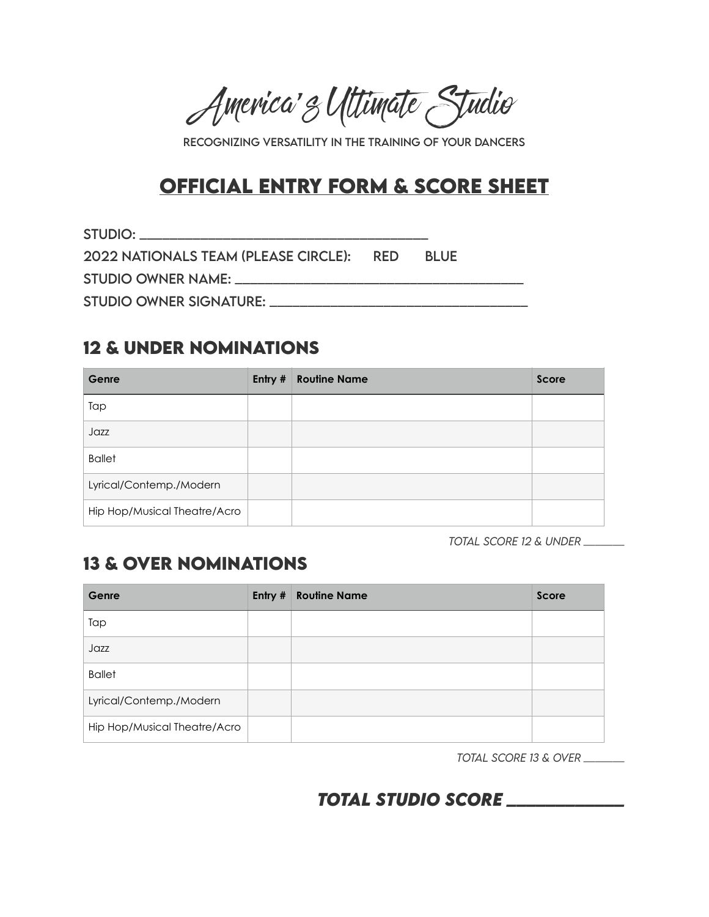# America's Ultimate Studio

RECOGNIZING VERSATILITY IN THE TRAINING OF YOUR DANCERS

## OFFICIAL ENTRY FORM & SCORE SHEET

STUDIO: ___________________________________

2022 NATIONALS TEAM (PLEASE CIRCLE): RED BLUE

STUDIO OWNER NAME: ___________________________________

STUDIO OWNER SIGNATURE: ___________________________________

## 12 & UNDER NOMINATIONS

| Genre | Entry # | Routine Name | Score |
|---|---|---|---|
| Tap | | | |
| Jazz | | | |
| Ballet | | | |
| Lyrical/Contemp./Modern | | | |
| Hip Hop/Musical Theatre/Acro | | | |

*TOTAL SCORE 12 & UNDER _______*

## 13 & OVER NOMINATIONS

| Genre | Entry # | Routine Name | Score |
|---|---|---|---|
| Tap | | | |
| Jazz | | | |
| Ballet | | | |
| Lyrical/Contemp./Modern | | | |
| Hip Hop/Musical Theatre/Acro | | | |

*TOTAL SCORE 13 & OVER _______*

***TOTAL STUDIO SCORE _____________***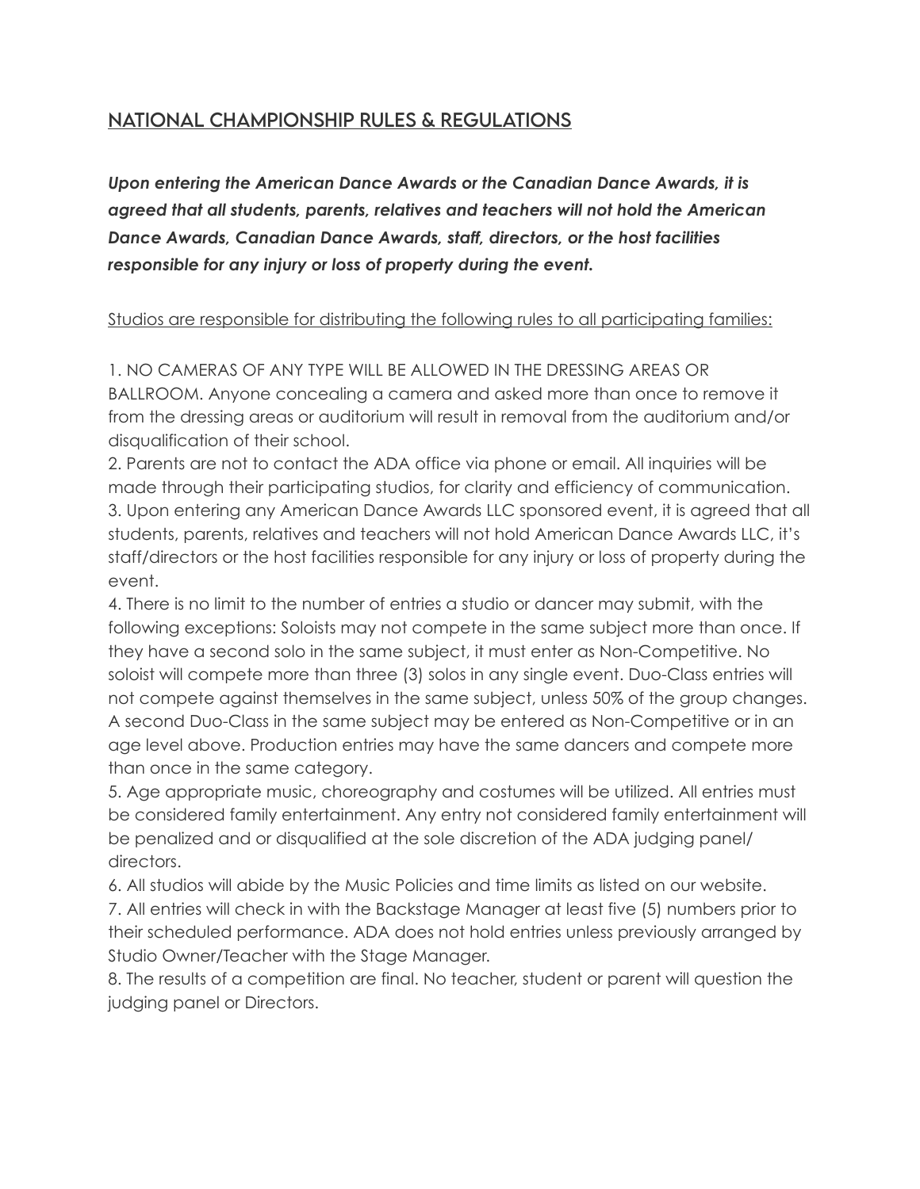## NATIONAL CHAMPIONSHIP RULES & REGULATIONS

***Upon entering the American Dance Awards or the Canadian Dance Awards, it is agreed that all students, parents, relatives and teachers will not hold the American Dance Awards, Canadian Dance Awards, staff, directors, or the host facilities responsible for any injury or loss of property during the event.***

Studios are responsible for distributing the following rules to all participating families:

1. NO CAMERAS OF ANY TYPE WILL BE ALLOWED IN THE DRESSING AREAS OR BALLROOM. Anyone concealing a camera and asked more than once to remove it from the dressing areas or auditorium will result in removal from the auditorium and/or disqualification of their school.
2. Parents are not to contact the ADA office via phone or email. All inquiries will be made through their participating studios, for clarity and efficiency of communication.
3. Upon entering any American Dance Awards LLC sponsored event, it is agreed that all students, parents, relatives and teachers will not hold American Dance Awards LLC, it's staff/directors or the host facilities responsible for any injury or loss of property during the event.
4. There is no limit to the number of entries a studio or dancer may submit, with the following exceptions: Soloists may not compete in the same subject more than once. If they have a second solo in the same subject, it must enter as Non-Competitive. No soloist will compete more than three (3) solos in any single event. Duo-Class entries will not compete against themselves in the same subject, unless 50% of the group changes. A second Duo-Class in the same subject may be entered as Non-Competitive or in an age level above. Production entries may have the same dancers and compete more than once in the same category.
5. Age appropriate music, choreography and costumes will be utilized. All entries must be considered family entertainment. Any entry not considered family entertainment will be penalized and or disqualified at the sole discretion of the ADA judging panel/ directors.
6. All studios will abide by the Music Policies and time limits as listed on our website.
7. All entries will check in with the Backstage Manager at least five (5) numbers prior to their scheduled performance. ADA does not hold entries unless previously arranged by Studio Owner/Teacher with the Stage Manager.
8. The results of a competition are final. No teacher, student or parent will question the judging panel or Directors.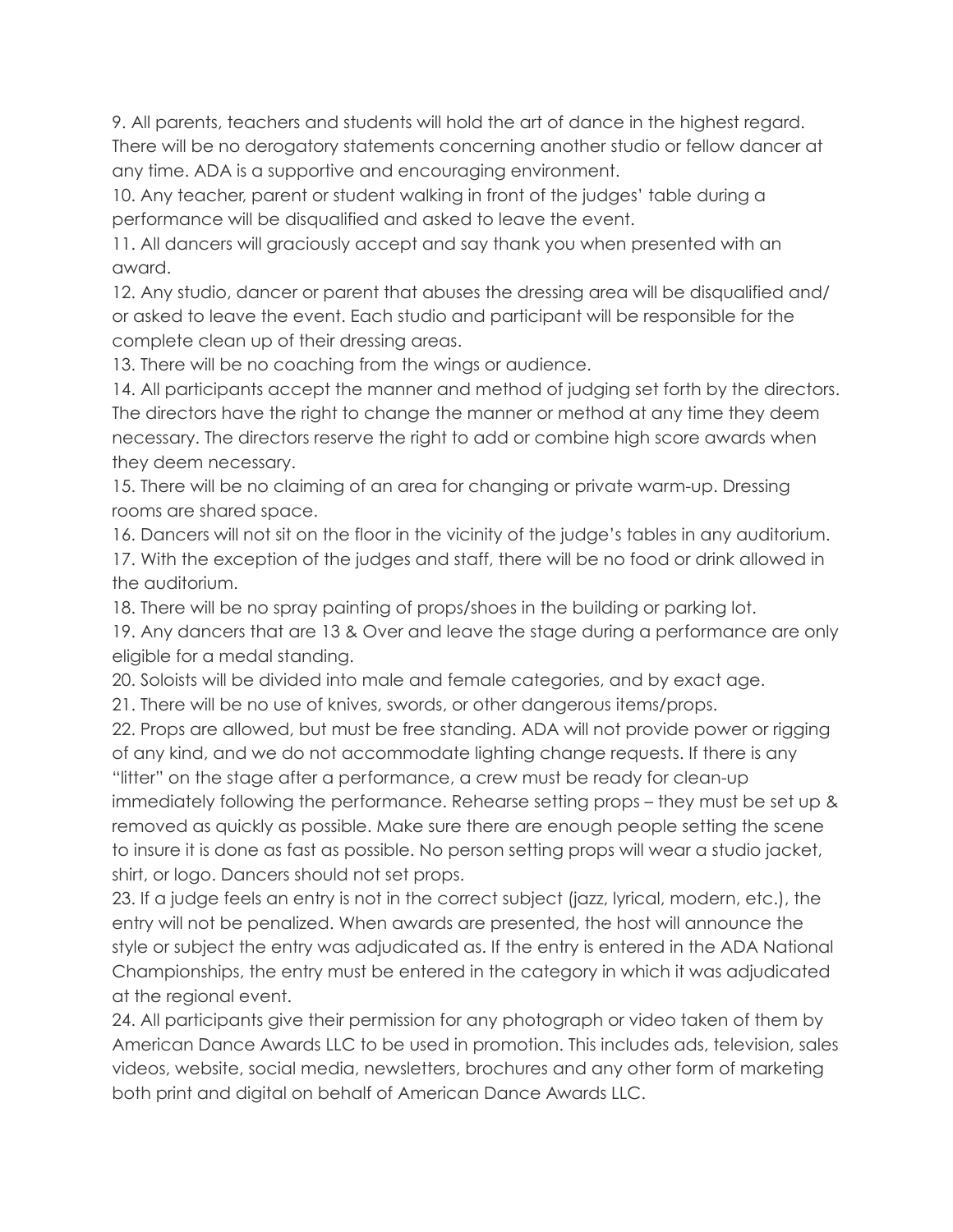9. All parents, teachers and students will hold the art of dance in the highest regard. There will be no derogatory statements concerning another studio or fellow dancer at any time. ADA is a supportive and encouraging environment.

10. Any teacher, parent or student walking in front of the judges' table during a performance will be disqualified and asked to leave the event.

11. All dancers will graciously accept and say thank you when presented with an award.

12. Any studio, dancer or parent that abuses the dressing area will be disqualified and/ or asked to leave the event. Each studio and participant will be responsible for the complete clean up of their dressing areas.

13. There will be no coaching from the wings or audience.

14. All participants accept the manner and method of judging set forth by the directors. The directors have the right to change the manner or method at any time they deem necessary. The directors reserve the right to add or combine high score awards when they deem necessary.

15. There will be no claiming of an area for changing or private warm-up. Dressing rooms are shared space.

16. Dancers will not sit on the floor in the vicinity of the judge's tables in any auditorium.

17. With the exception of the judges and staff, there will be no food or drink allowed in the auditorium.

18. There will be no spray painting of props/shoes in the building or parking lot.

19. Any dancers that are 13 & Over and leave the stage during a performance are only eligible for a medal standing.

20. Soloists will be divided into male and female categories, and by exact age.

21. There will be no use of knives, swords, or other dangerous items/props.

22. Props are allowed, but must be free standing. ADA will not provide power or rigging of any kind, and we do not accommodate lighting change requests. If there is any "litter" on the stage after a performance, a crew must be ready for clean-up immediately following the performance. Rehearse setting props – they must be set up & removed as quickly as possible. Make sure there are enough people setting the scene to insure it is done as fast as possible. No person setting props will wear a studio jacket, shirt, or logo. Dancers should not set props.

23. If a judge feels an entry is not in the correct subject (jazz, lyrical, modern, etc.), the entry will not be penalized. When awards are presented, the host will announce the style or subject the entry was adjudicated as. If the entry is entered in the ADA National Championships, the entry must be entered in the category in which it was adjudicated at the regional event.

24. All participants give their permission for any photograph or video taken of them by American Dance Awards LLC to be used in promotion. This includes ads, television, sales videos, website, social media, newsletters, brochures and any other form of marketing both print and digital on behalf of American Dance Awards LLC.